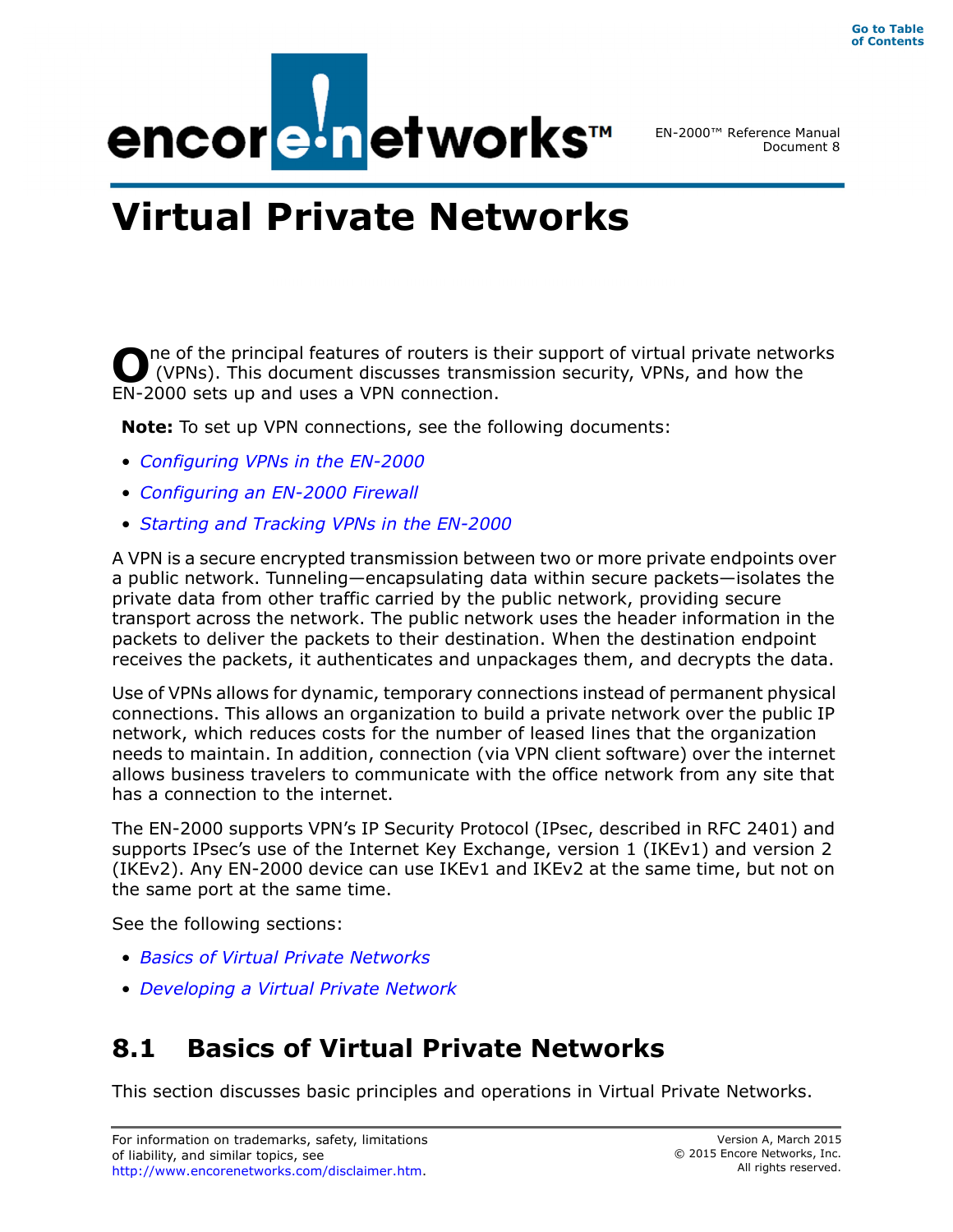# Virtual Private Networks

One of the principal features of routers is their support of virtual private networks (VPNs). This document discusses transmission security, VPNs, and how the EN-2000 sets up and uses a VPN connection.

**Note:** To set up VPN connections, see the following documents:

- *Configuring VPNs in the EN-2000*
- *Configuring an EN-2000 Firewall*
- *Starting and Tracking VPNs in the EN-2000*

A VPN is a secure encrypted transmission between two or more private endpoints over a public network. Tunneling—encapsulating data within secure packets—isolates the private data from other traffic carried by the public network, providing secure transport across the network. The public network uses the header information in the packets to deliver the packets to their destination. When the destination endpoint receives the packets, it authenticates and unpackages them, and decrypts the data.

Use of VPNs allows for dynamic, temporary connections instead of permanent physical connections. This allows an organization to build a private network over the public IP network, which reduces costs for the number of leased lines that the organization needs to maintain. In addition, connection (via VPN client software) over the internet allows business travelers to communicate with the office network from any site that has a connection to the internet.

The EN-2000 supports VPN's IP Security Protocol (IPsec, described in RFC 2401) and supports IPsec's use of the Internet Key Exchange, version 1 (IKEv1) and version 2 (IKEv2). Any EN-2000 device can use IKEv1 and IKEv2 at the same time, but not on the same port at the same time.

See the following sections:

- *Basics of Virtual Private Networks*
- *Developing a Virtual Private Network*

## 8.1 Basics of Virtual Private Networks

This section discusses basic principles and operations in Virtual Private Networks.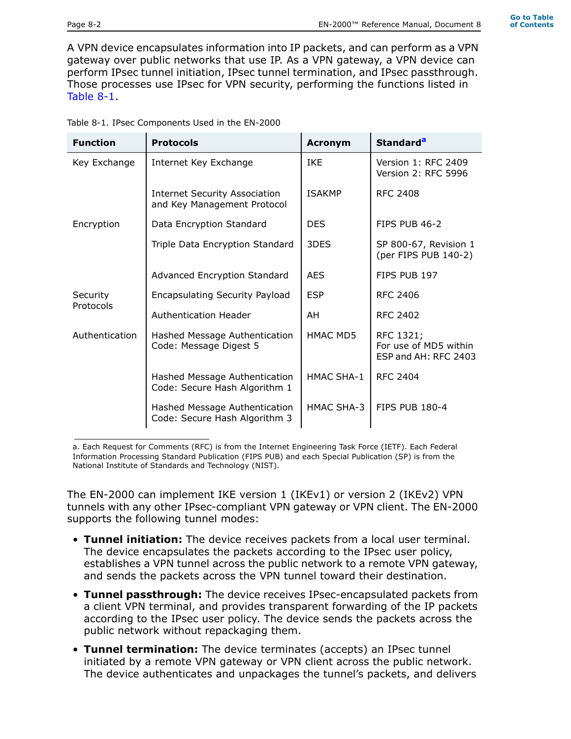A VPN device encapsulates information into IP packets, and can perform as a VPN gateway over public networks that use IP. As a VPN gateway, a VPN device can perform IPsec tunnel initiation, IPsec tunnel termination, and IPsec passthrough. Those processes use IPsec for VPN security, performing the functions listed in Table 8-1.

Table 8-1. IPsec Components Used in the EN-2000

| Function | Protocols | Acronym | Standard[a] |
|---|---|---|---|
| Key Exchange | Internet Key Exchange | IKE | Version 1: RFC 2409<br>Version 2: RFC 5996 |
| | Internet Security Association and Key Management Protocol | ISAKMP | RFC 2408 |
| Encryption | Data Encryption Standard | DES | FIPS PUB 46-2 |
| | Triple Data Encryption Standard | 3DES | SP 800-67, Revision 1 (per FIPS PUB 140-2) |
| | Advanced Encryption Standard | AES | FIPS PUB 197 |
| Security Protocols | Encapsulating Security Payload | ESP | RFC 2406 |
| | Authentication Header | AH | RFC 2402 |
| Authentication | Hashed Message Authentication Code: Message Digest 5 | HMAC MD5 | RFC 1321;<br>For use of MD5 within ESP and AH: RFC 2403 |
| | Hashed Message Authentication Code: Secure Hash Algorithm 1 | HMAC SHA-1 | RFC 2404 |
| | Hashed Message Authentication Code: Secure Hash Algorithm 3 | HMAC SHA-3 | FIPS PUB 180-4 |

a. Each Request for Comments (RFC) is from the Internet Engineering Task Force (IETF). Each Federal Information Processing Standard Publication (FIPS PUB) and each Special Publication (SP) is from the National Institute of Standards and Technology (NIST).

The EN-2000 can implement IKE version 1 (IKEv1) or version 2 (IKEv2) VPN tunnels with any other IPsec-compliant VPN gateway or VPN client. The EN-2000 supports the following tunnel modes:

- **Tunnel initiation:** The device receives packets from a local user terminal. The device encapsulates the packets according to the IPsec user policy, establishes a VPN tunnel across the public network to a remote VPN gateway, and sends the packets across the VPN tunnel toward their destination.
- **Tunnel passthrough:** The device receives IPsec-encapsulated packets from a client VPN terminal, and provides transparent forwarding of the IP packets according to the IPsec user policy. The device sends the packets across the public network without repackaging them.
- **Tunnel termination:** The device terminates (accepts) an IPsec tunnel initiated by a remote VPN gateway or VPN client across the public network. The device authenticates and unpackages the tunnel's packets, and delivers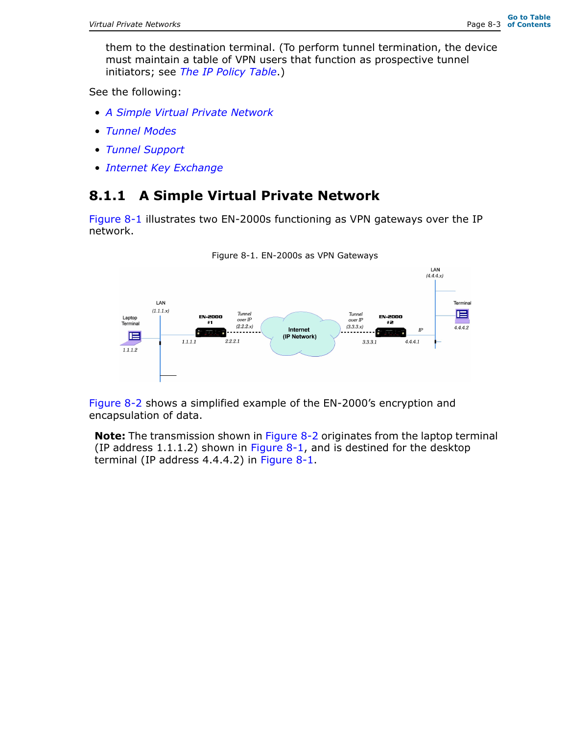them to the destination terminal. (To perform tunnel termination, the device must maintain a table of VPN users that function as prospective tunnel initiators; see *The IP Policy Table*.)

See the following:

- *A Simple Virtual Private Network*
- *Tunnel Modes*
- *Tunnel Support*
- *Internet Key Exchange*

### 8.1.1 A Simple Virtual Private Network

Figure 8-1 illustrates two EN-2000s functioning as VPN gateways over the IP network.

Figure 8-1. EN-2000s as VPN Gateways

Figure 8-2 shows a simplified example of the EN-2000's encryption and encapsulation of data.

**Note:** The transmission shown in Figure 8-2 originates from the laptop terminal (IP address 1.1.1.2) shown in Figure 8-1, and is destined for the desktop terminal (IP address 4.4.4.2) in Figure 8-1.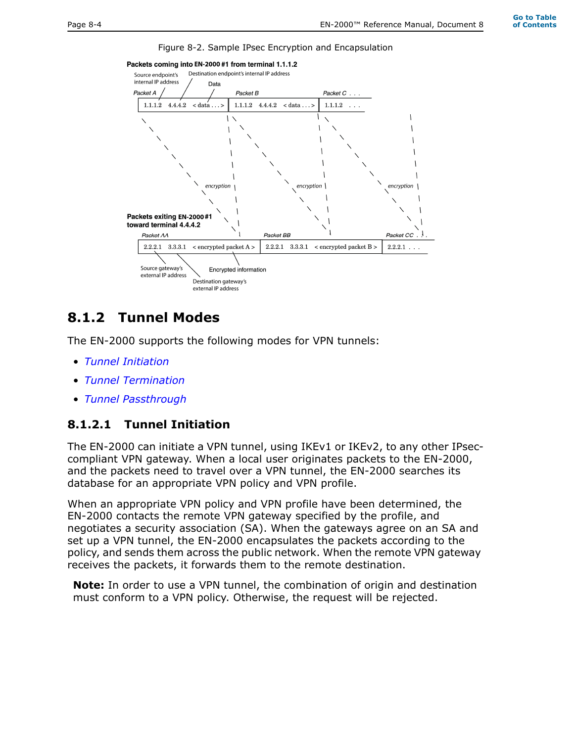Figure 8-2. Sample IPsec Encryption and Encapsulation

**Packets coming into EN-2000 #1 from terminal 1.1.1.2**

Source endpoint's internal IP address — Destination endpoint's internal IP address — Data

Packet A: 1.1.1.2 4.4.4.2 < data . . . >
Packet B: 1.1.1.2 4.4.4.2 < data . . . >
Packet C . . . : 1.1.1.2 . . .

encryption — encryption — encryption

**Packets exiting EN-2000 #1 toward terminal 4.4.4.2**

Packet AA: 2.2.2.1 3.3.3.1 < encrypted packet A >
Packet BB: 2.2.2.1 3.3.3.1 < encrypted packet B >
Packet CC . . . : 2.2.2.1 . . .

Source gateway's external IP address — Destination gateway's external IP address — Encrypted information

## 8.1.2 Tunnel Modes

The EN-2000 supports the following modes for VPN tunnels:

- *Tunnel Initiation*
- *Tunnel Termination*
- *Tunnel Passthrough*

### 8.1.2.1 Tunnel Initiation

The EN-2000 can initiate a VPN tunnel, using IKEv1 or IKEv2, to any other IPsec-compliant VPN gateway. When a local user originates packets to the EN-2000, and the packets need to travel over a VPN tunnel, the EN-2000 searches its database for an appropriate VPN policy and VPN profile.

When an appropriate VPN policy and VPN profile have been determined, the EN-2000 contacts the remote VPN gateway specified by the profile, and negotiates a security association (SA). When the gateways agree on an SA and set up a VPN tunnel, the EN-2000 encapsulates the packets according to the policy, and sends them across the public network. When the remote VPN gateway receives the packets, it forwards them to the remote destination.

**Note:** In order to use a VPN tunnel, the combination of origin and destination must conform to a VPN policy. Otherwise, the request will be rejected.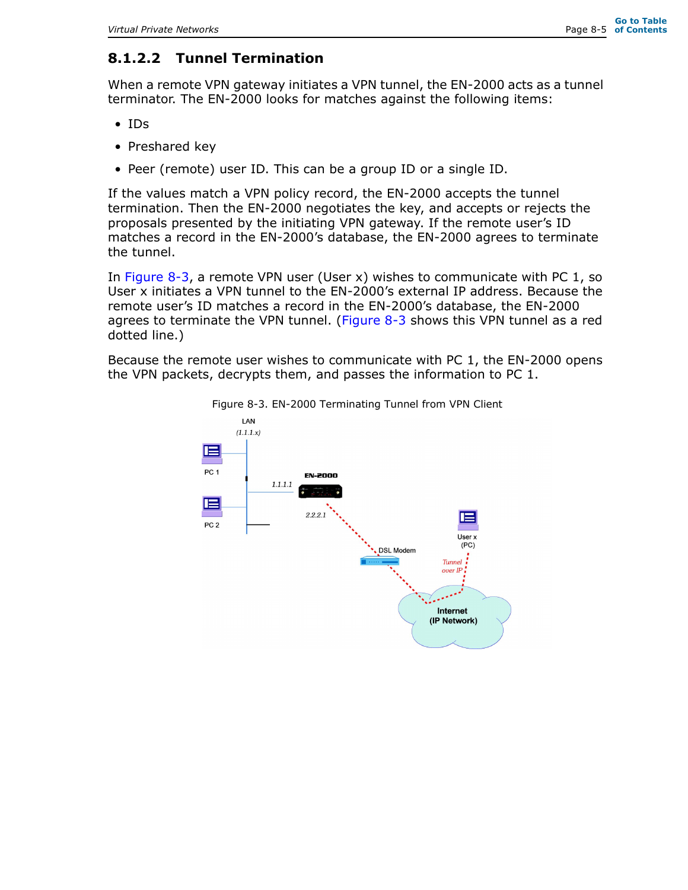### 8.1.2.2 Tunnel Termination

When a remote VPN gateway initiates a VPN tunnel, the EN-2000 acts as a tunnel terminator. The EN-2000 looks for matches against the following items:

- IDs
- Preshared key
- Peer (remote) user ID. This can be a group ID or a single ID.

If the values match a VPN policy record, the EN-2000 accepts the tunnel termination. Then the EN-2000 negotiates the key, and accepts or rejects the proposals presented by the initiating VPN gateway. If the remote user's ID matches a record in the EN-2000's database, the EN-2000 agrees to terminate the tunnel.

In Figure 8-3, a remote VPN user (User x) wishes to communicate with PC 1, so User x initiates a VPN tunnel to the EN-2000's external IP address. Because the remote user's ID matches a record in the EN-2000's database, the EN-2000 agrees to terminate the VPN tunnel. (Figure 8-3 shows this VPN tunnel as a red dotted line.)

Because the remote user wishes to communicate with PC 1, the EN-2000 opens the VPN packets, decrypts them, and passes the information to PC 1.

Figure 8-3. EN-2000 Terminating Tunnel from VPN Client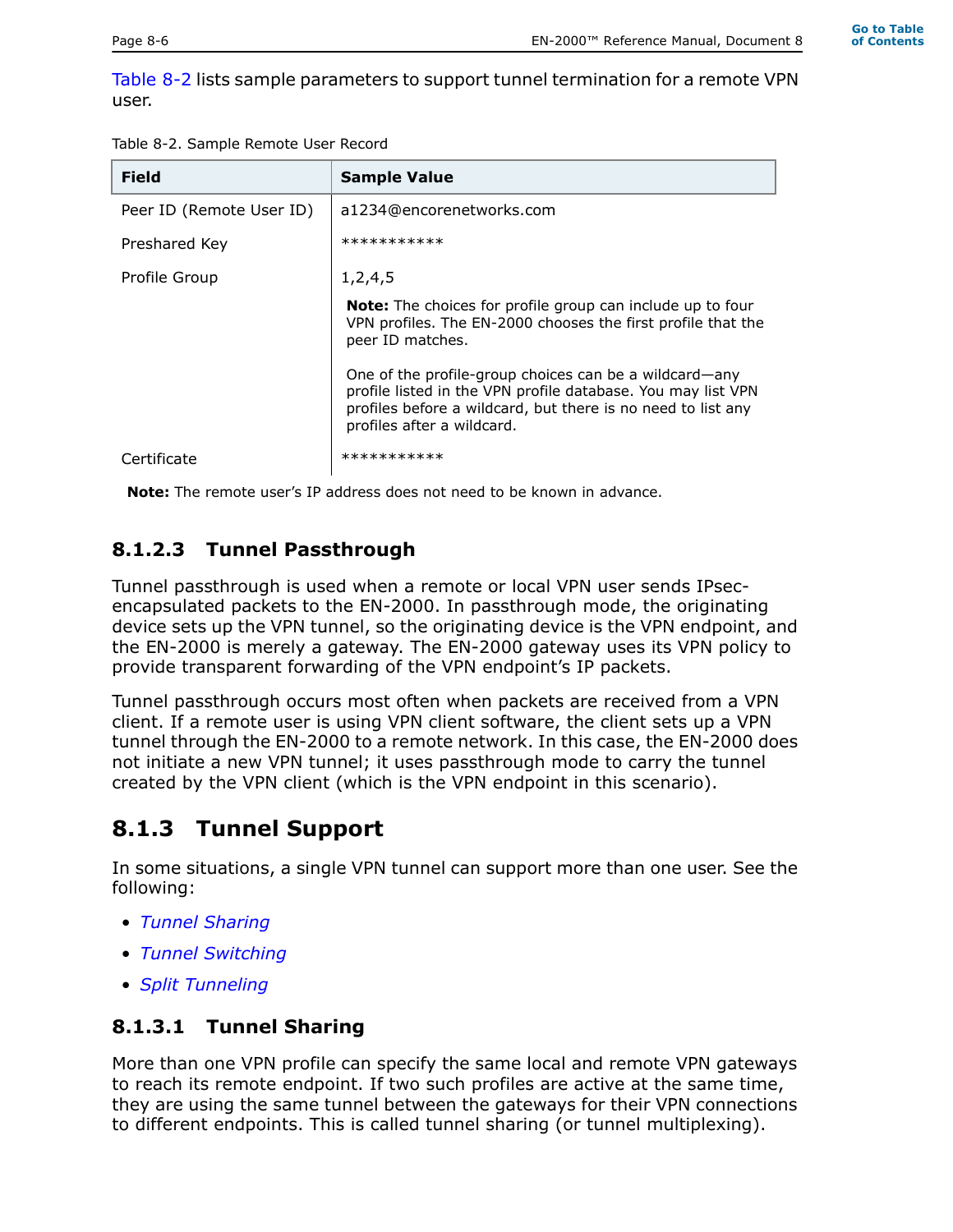Table 8-2 lists sample parameters to support tunnel termination for a remote VPN user.

Table 8-2. Sample Remote User Record

| Field | Sample Value |
|---|---|
| Peer ID (Remote User ID) | a1234@encorenetworks.com |
| Preshared Key | *********** |
| Profile Group | 1,2,4,5<br><br>**Note:** The choices for profile group can include up to four VPN profiles. The EN-2000 chooses the first profile that the peer ID matches.<br><br>One of the profile-group choices can be a wildcard—any profile listed in the VPN profile database. You may list VPN profiles before a wildcard, but there is no need to list any profiles after a wildcard. |
| Certificate | *********** |

**Note:** The remote user's IP address does not need to be known in advance.

#### 8.1.2.3 Tunnel Passthrough

Tunnel passthrough is used when a remote or local VPN user sends IPsec-encapsulated packets to the EN-2000. In passthrough mode, the originating device sets up the VPN tunnel, so the originating device is the VPN endpoint, and the EN-2000 is merely a gateway. The EN-2000 gateway uses its VPN policy to provide transparent forwarding of the VPN endpoint's IP packets.

Tunnel passthrough occurs most often when packets are received from a VPN client. If a remote user is using VPN client software, the client sets up a VPN tunnel through the EN-2000 to a remote network. In this case, the EN-2000 does not initiate a new VPN tunnel; it uses passthrough mode to carry the tunnel created by the VPN client (which is the VPN endpoint in this scenario).

### 8.1.3 Tunnel Support

In some situations, a single VPN tunnel can support more than one user. See the following:

- *Tunnel Sharing*
- *Tunnel Switching*
- *Split Tunneling*

#### 8.1.3.1 Tunnel Sharing

More than one VPN profile can specify the same local and remote VPN gateways to reach its remote endpoint. If two such profiles are active at the same time, they are using the same tunnel between the gateways for their VPN connections to different endpoints. This is called tunnel sharing (or tunnel multiplexing).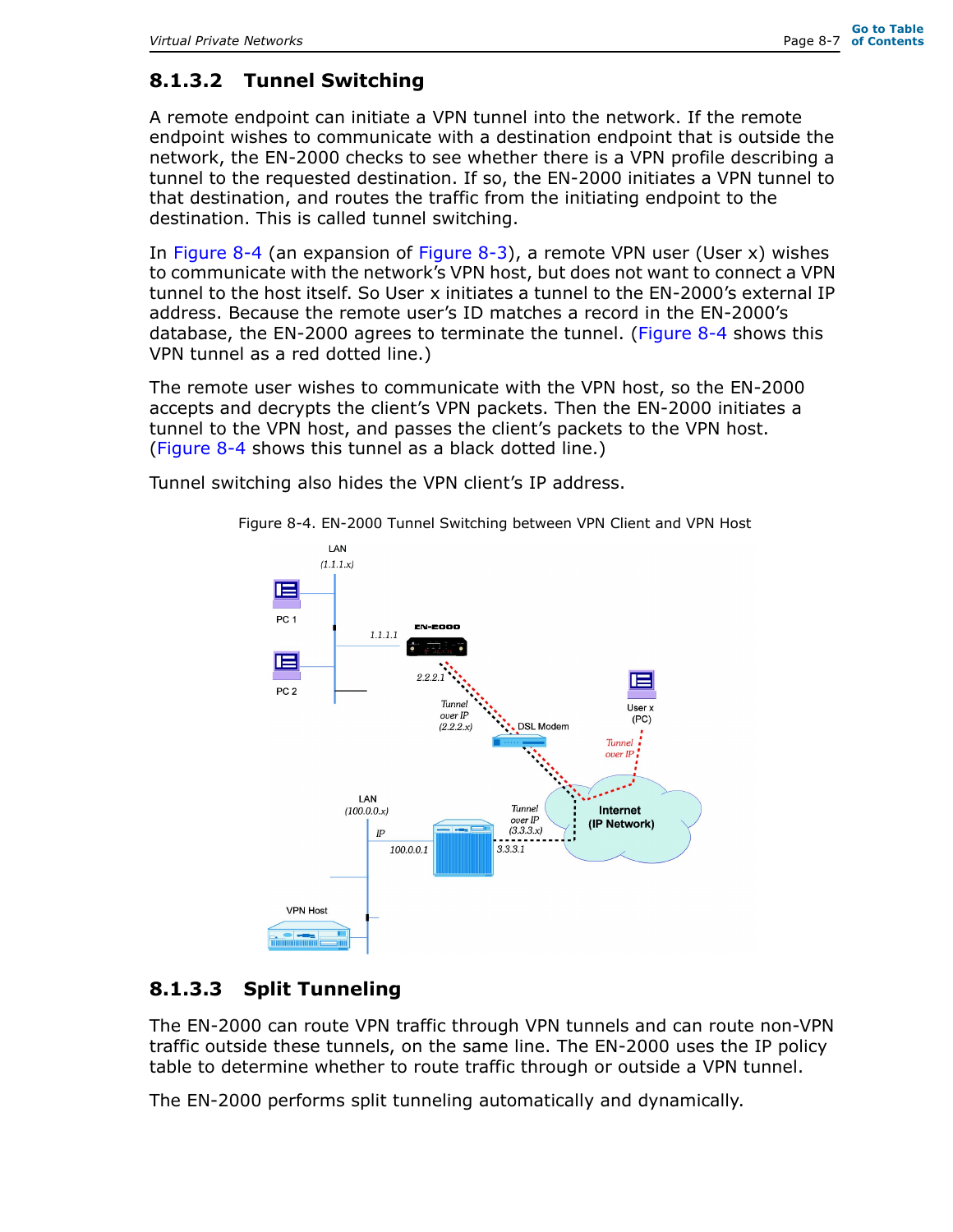### 8.1.3.2 Tunnel Switching

A remote endpoint can initiate a VPN tunnel into the network. If the remote endpoint wishes to communicate with a destination endpoint that is outside the network, the EN-2000 checks to see whether there is a VPN profile describing a tunnel to the requested destination. If so, the EN-2000 initiates a VPN tunnel to that destination, and routes the traffic from the initiating endpoint to the destination. This is called tunnel switching.

In Figure 8-4 (an expansion of Figure 8-3), a remote VPN user (User x) wishes to communicate with the network's VPN host, but does not want to connect a VPN tunnel to the host itself. So User x initiates a tunnel to the EN-2000's external IP address. Because the remote user's ID matches a record in the EN-2000's database, the EN-2000 agrees to terminate the tunnel. (Figure 8-4 shows this VPN tunnel as a red dotted line.)

The remote user wishes to communicate with the VPN host, so the EN-2000 accepts and decrypts the client's VPN packets. Then the EN-2000 initiates a tunnel to the VPN host, and passes the client's packets to the VPN host. (Figure 8-4 shows this tunnel as a black dotted line.)

Tunnel switching also hides the VPN client's IP address.

Figure 8-4. EN-2000 Tunnel Switching between VPN Client and VPN Host

### 8.1.3.3 Split Tunneling

The EN-2000 can route VPN traffic through VPN tunnels and can route non-VPN traffic outside these tunnels, on the same line. The EN-2000 uses the IP policy table to determine whether to route traffic through or outside a VPN tunnel.

The EN-2000 performs split tunneling automatically and dynamically.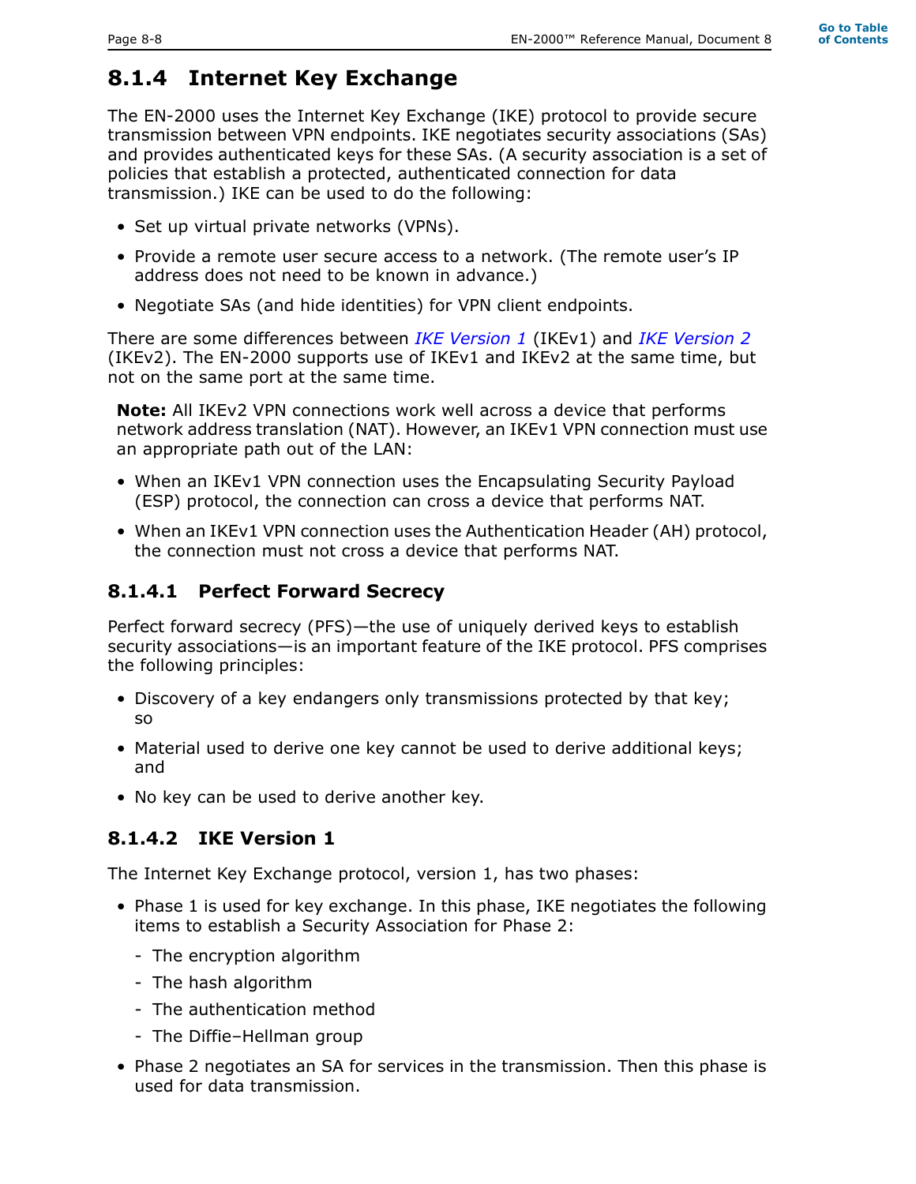## 8.1.4 Internet Key Exchange

The EN-2000 uses the Internet Key Exchange (IKE) protocol to provide secure transmission between VPN endpoints. IKE negotiates security associations (SAs) and provides authenticated keys for these SAs. (A security association is a set of policies that establish a protected, authenticated connection for data transmission.) IKE can be used to do the following:

- Set up virtual private networks (VPNs).
- Provide a remote user secure access to a network. (The remote user's IP address does not need to be known in advance.)
- Negotiate SAs (and hide identities) for VPN client endpoints.

There are some differences between *IKE Version 1* (IKEv1) and *IKE Version 2* (IKEv2). The EN-2000 supports use of IKEv1 and IKEv2 at the same time, but not on the same port at the same time.

> **Note:** All IKEv2 VPN connections work well across a device that performs network address translation (NAT). However, an IKEv1 VPN connection must use an appropriate path out of the LAN:
>
> - When an IKEv1 VPN connection uses the Encapsulating Security Payload (ESP) protocol, the connection can cross a device that performs NAT.
> - When an IKEv1 VPN connection uses the Authentication Header (AH) protocol, the connection must not cross a device that performs NAT.

### 8.1.4.1 Perfect Forward Secrecy

Perfect forward secrecy (PFS)—the use of uniquely derived keys to establish security associations—is an important feature of the IKE protocol. PFS comprises the following principles:

- Discovery of a key endangers only transmissions protected by that key; so
- Material used to derive one key cannot be used to derive additional keys; and
- No key can be used to derive another key.

### 8.1.4.2 IKE Version 1

The Internet Key Exchange protocol, version 1, has two phases:

- Phase 1 is used for key exchange. In this phase, IKE negotiates the following items to establish a Security Association for Phase 2:
  - The encryption algorithm
  - The hash algorithm
  - The authentication method
  - The Diffie–Hellman group
- Phase 2 negotiates an SA for services in the transmission. Then this phase is used for data transmission.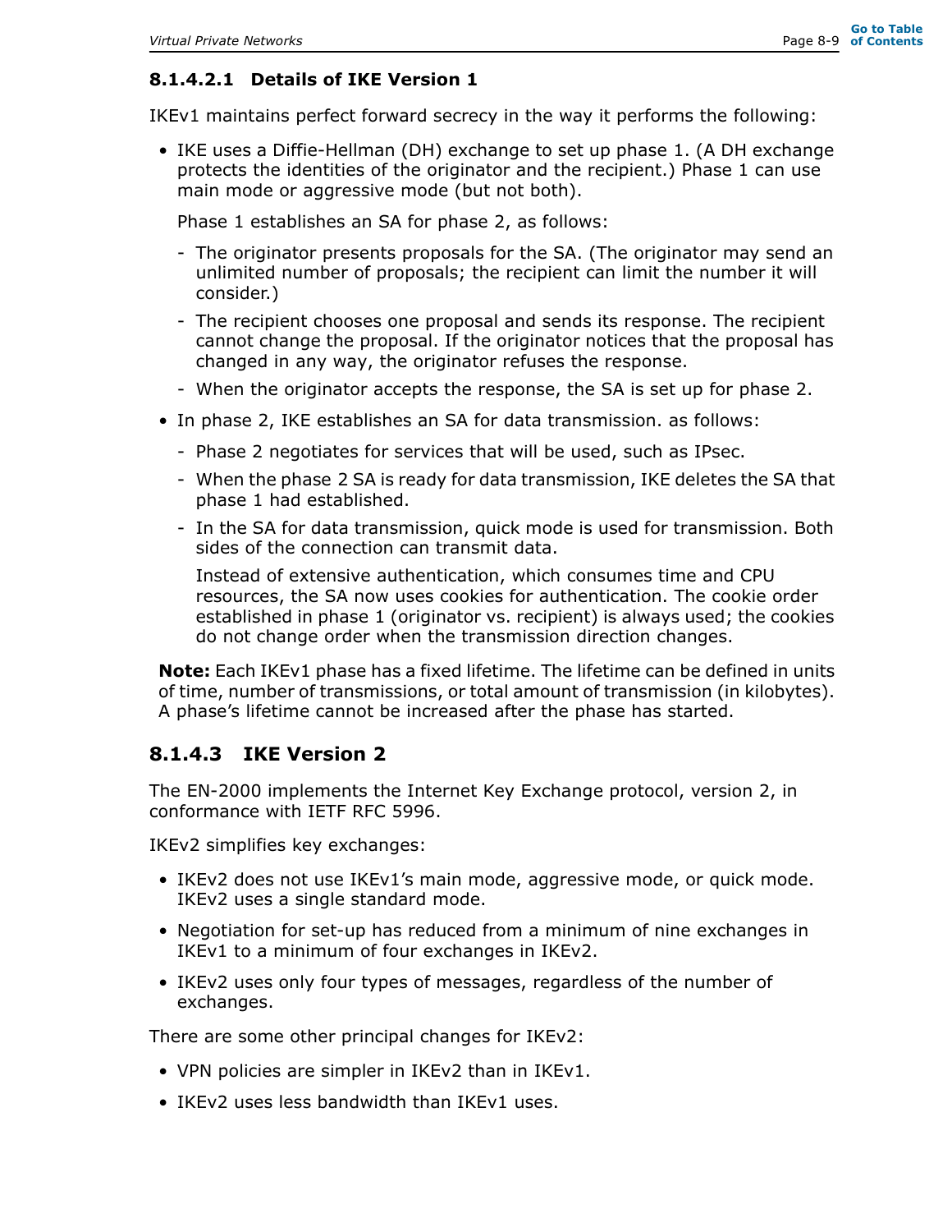#### 8.1.4.2.1 Details of IKE Version 1

IKEv1 maintains perfect forward secrecy in the way it performs the following:

- IKE uses a Diffie-Hellman (DH) exchange to set up phase 1. (A DH exchange protects the identities of the originator and the recipient.) Phase 1 can use main mode or aggressive mode (but not both).

  Phase 1 establishes an SA for phase 2, as follows:

  - The originator presents proposals for the SA. (The originator may send an unlimited number of proposals; the recipient can limit the number it will consider.)
  - The recipient chooses one proposal and sends its response. The recipient cannot change the proposal. If the originator notices that the proposal has changed in any way, the originator refuses the response.
  - When the originator accepts the response, the SA is set up for phase 2.

- In phase 2, IKE establishes an SA for data transmission. as follows:

  - Phase 2 negotiates for services that will be used, such as IPsec.
  - When the phase 2 SA is ready for data transmission, IKE deletes the SA that phase 1 had established.
  - In the SA for data transmission, quick mode is used for transmission. Both sides of the connection can transmit data.

    Instead of extensive authentication, which consumes time and CPU resources, the SA now uses cookies for authentication. The cookie order established in phase 1 (originator vs. recipient) is always used; the cookies do not change order when the transmission direction changes.

**Note:** Each IKEv1 phase has a fixed lifetime. The lifetime can be defined in units of time, number of transmissions, or total amount of transmission (in kilobytes). A phase's lifetime cannot be increased after the phase has started.

### 8.1.4.3 IKE Version 2

The EN-2000 implements the Internet Key Exchange protocol, version 2, in conformance with IETF RFC 5996.

IKEv2 simplifies key exchanges:

- IKEv2 does not use IKEv1's main mode, aggressive mode, or quick mode. IKEv2 uses a single standard mode.
- Negotiation for set-up has reduced from a minimum of nine exchanges in IKEv1 to a minimum of four exchanges in IKEv2.
- IKEv2 uses only four types of messages, regardless of the number of exchanges.

There are some other principal changes for IKEv2:

- VPN policies are simpler in IKEv2 than in IKEv1.
- IKEv2 uses less bandwidth than IKEv1 uses.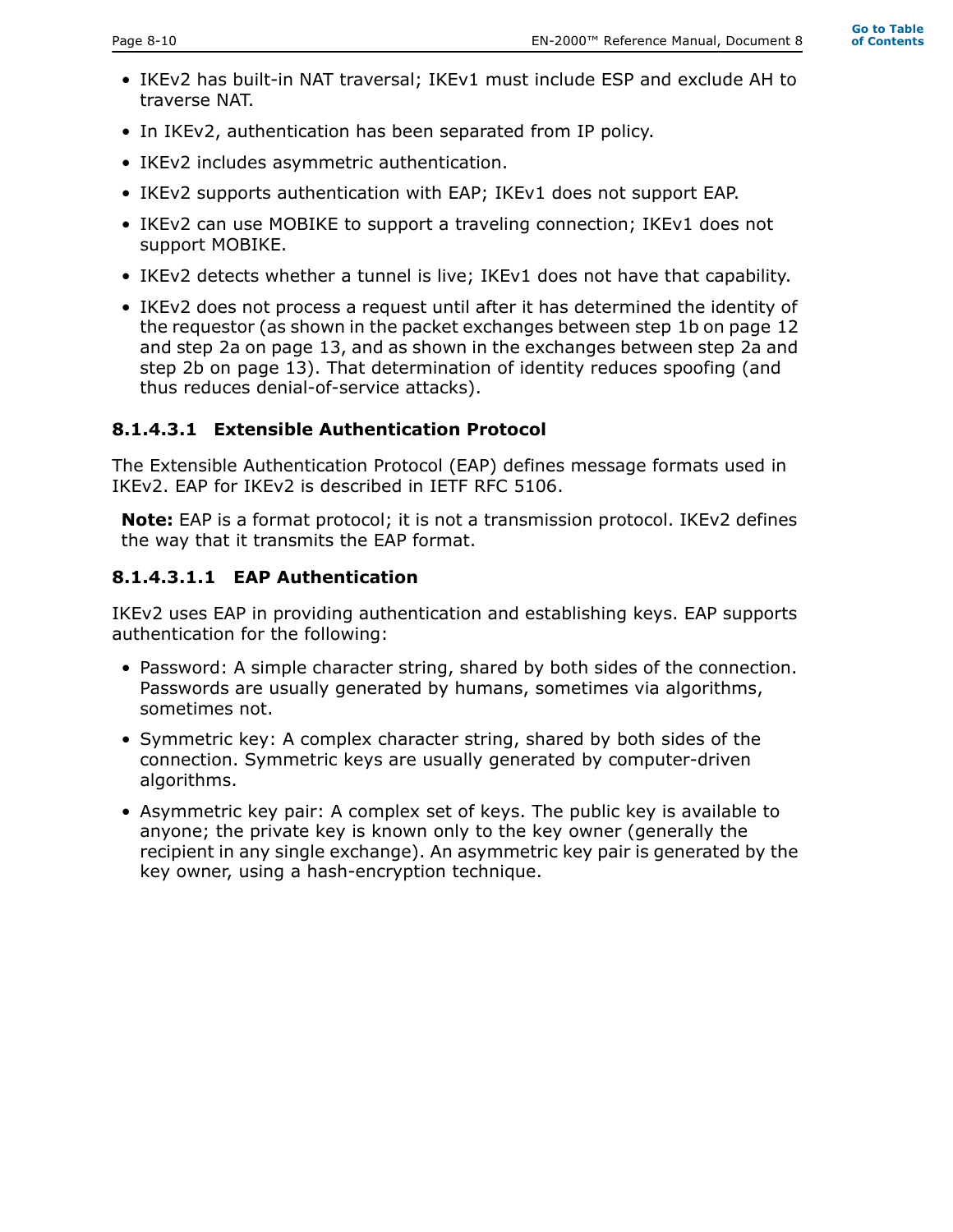- IKEv2 has built-in NAT traversal; IKEv1 must include ESP and exclude AH to traverse NAT.
- In IKEv2, authentication has been separated from IP policy.
- IKEv2 includes asymmetric authentication.
- IKEv2 supports authentication with EAP; IKEv1 does not support EAP.
- IKEv2 can use MOBIKE to support a traveling connection; IKEv1 does not support MOBIKE.
- IKEv2 detects whether a tunnel is live; IKEv1 does not have that capability.
- IKEv2 does not process a request until after it has determined the identity of the requestor (as shown in the packet exchanges between step 1b on page 12 and step 2a on page 13, and as shown in the exchanges between step 2a and step 2b on page 13). That determination of identity reduces spoofing (and thus reduces denial-of-service attacks).

#### 8.1.4.3.1 Extensible Authentication Protocol

The Extensible Authentication Protocol (EAP) defines message formats used in IKEv2. EAP for IKEv2 is described in IETF RFC 5106.

**Note:** EAP is a format protocol; it is not a transmission protocol. IKEv2 defines the way that it transmits the EAP format.

##### 8.1.4.3.1.1 EAP Authentication

IKEv2 uses EAP in providing authentication and establishing keys. EAP supports authentication for the following:

- Password: A simple character string, shared by both sides of the connection. Passwords are usually generated by humans, sometimes via algorithms, sometimes not.
- Symmetric key: A complex character string, shared by both sides of the connection. Symmetric keys are usually generated by computer-driven algorithms.
- Asymmetric key pair: A complex set of keys. The public key is available to anyone; the private key is known only to the key owner (generally the recipient in any single exchange). An asymmetric key pair is generated by the key owner, using a hash-encryption technique.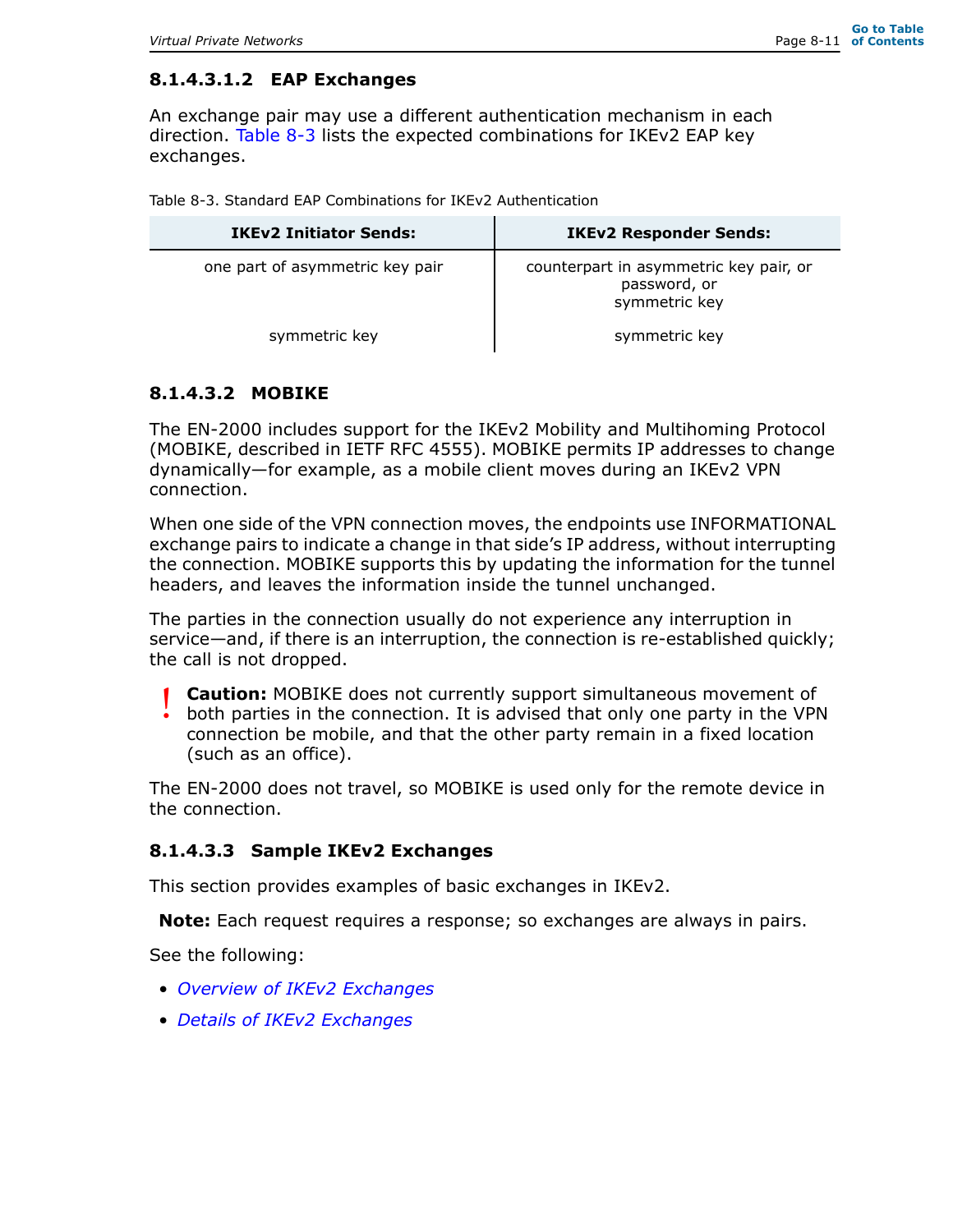#### 8.1.4.3.1.2 EAP Exchanges

An exchange pair may use a different authentication mechanism in each direction. Table 8-3 lists the expected combinations for IKEv2 EAP key exchanges.

Table 8-3. Standard EAP Combinations for IKEv2 Authentication

| IKEv2 Initiator Sends: | IKEv2 Responder Sends: |
| --- | --- |
| one part of asymmetric key pair | counterpart in asymmetric key pair, or password, or symmetric key |
| symmetric key | symmetric key |

#### 8.1.4.3.2 MOBIKE

The EN-2000 includes support for the IKEv2 Mobility and Multihoming Protocol (MOBIKE, described in IETF RFC 4555). MOBIKE permits IP addresses to change dynamically—for example, as a mobile client moves during an IKEv2 VPN connection.

When one side of the VPN connection moves, the endpoints use INFORMATIONAL exchange pairs to indicate a change in that side's IP address, without interrupting the connection. MOBIKE supports this by updating the information for the tunnel headers, and leaves the information inside the tunnel unchanged.

The parties in the connection usually do not experience any interruption in service—and, if there is an interruption, the connection is re-established quickly; the call is not dropped.

**Caution:** MOBIKE does not currently support simultaneous movement of both parties in the connection. It is advised that only one party in the VPN connection be mobile, and that the other party remain in a fixed location (such as an office).

The EN-2000 does not travel, so MOBIKE is used only for the remote device in the connection.

#### 8.1.4.3.3 Sample IKEv2 Exchanges

This section provides examples of basic exchanges in IKEv2.

**Note:** Each request requires a response; so exchanges are always in pairs.

See the following:

- *Overview of IKEv2 Exchanges*
- *Details of IKEv2 Exchanges*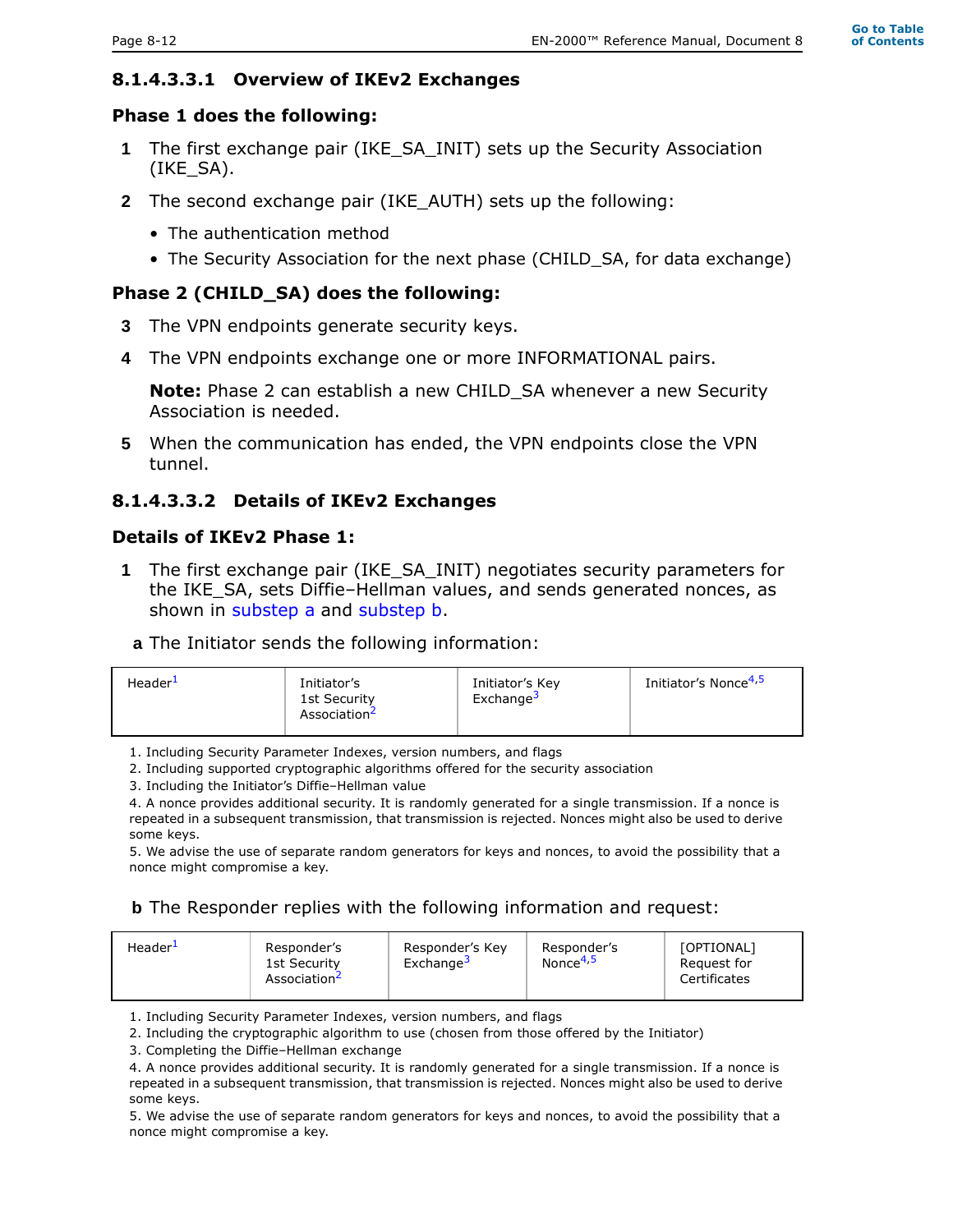#### 8.1.4.3.3.1 Overview of IKEv2 Exchanges

**Phase 1 does the following:**

1. The first exchange pair (IKE_SA_INIT) sets up the Security Association (IKE_SA).
2. The second exchange pair (IKE_AUTH) sets up the following:
   - The authentication method
   - The Security Association for the next phase (CHILD_SA, for data exchange)

**Phase 2 (CHILD_SA) does the following:**

3. The VPN endpoints generate security keys.
4. The VPN endpoints exchange one or more INFORMATIONAL pairs.

   **Note:** Phase 2 can establish a new CHILD_SA whenever a new Security Association is needed.

5. When the communication has ended, the VPN endpoints close the VPN tunnel.

#### 8.1.4.3.3.2 Details of IKEv2 Exchanges

**Details of IKEv2 Phase 1:**

1. The first exchange pair (IKE_SA_INIT) negotiates security parameters for the IKE_SA, sets Diffie–Hellman values, and sends generated nonces, as shown in substep a and substep b.

   **a** The Initiator sends the following information:

| Header[1] | Initiator's 1st Security Association[2] | Initiator's Key Exchange[3] | Initiator's Nonce[4,5] |
|---|---|---|---|

1. Including Security Parameter Indexes, version numbers, and flags
2. Including supported cryptographic algorithms offered for the security association
3. Including the Initiator's Diffie–Hellman value
4. A nonce provides additional security. It is randomly generated for a single transmission. If a nonce is repeated in a subsequent transmission, that transmission is rejected. Nonces might also be used to derive some keys.
5. We advise the use of separate random generators for keys and nonces, to avoid the possibility that a nonce might compromise a key.

   **b** The Responder replies with the following information and request:

| Header[1] | Responder's 1st Security Association[2] | Responder's Key Exchange[3] | Responder's Nonce[4,5] | [OPTIONAL] Request for Certificates |
|---|---|---|---|---|

1. Including Security Parameter Indexes, version numbers, and flags
2. Including the cryptographic algorithm to use (chosen from those offered by the Initiator)
3. Completing the Diffie–Hellman exchange
4. A nonce provides additional security. It is randomly generated for a single transmission. If a nonce is repeated in a subsequent transmission, that transmission is rejected. Nonces might also be used to derive some keys.
5. We advise the use of separate random generators for keys and nonces, to avoid the possibility that a nonce might compromise a key.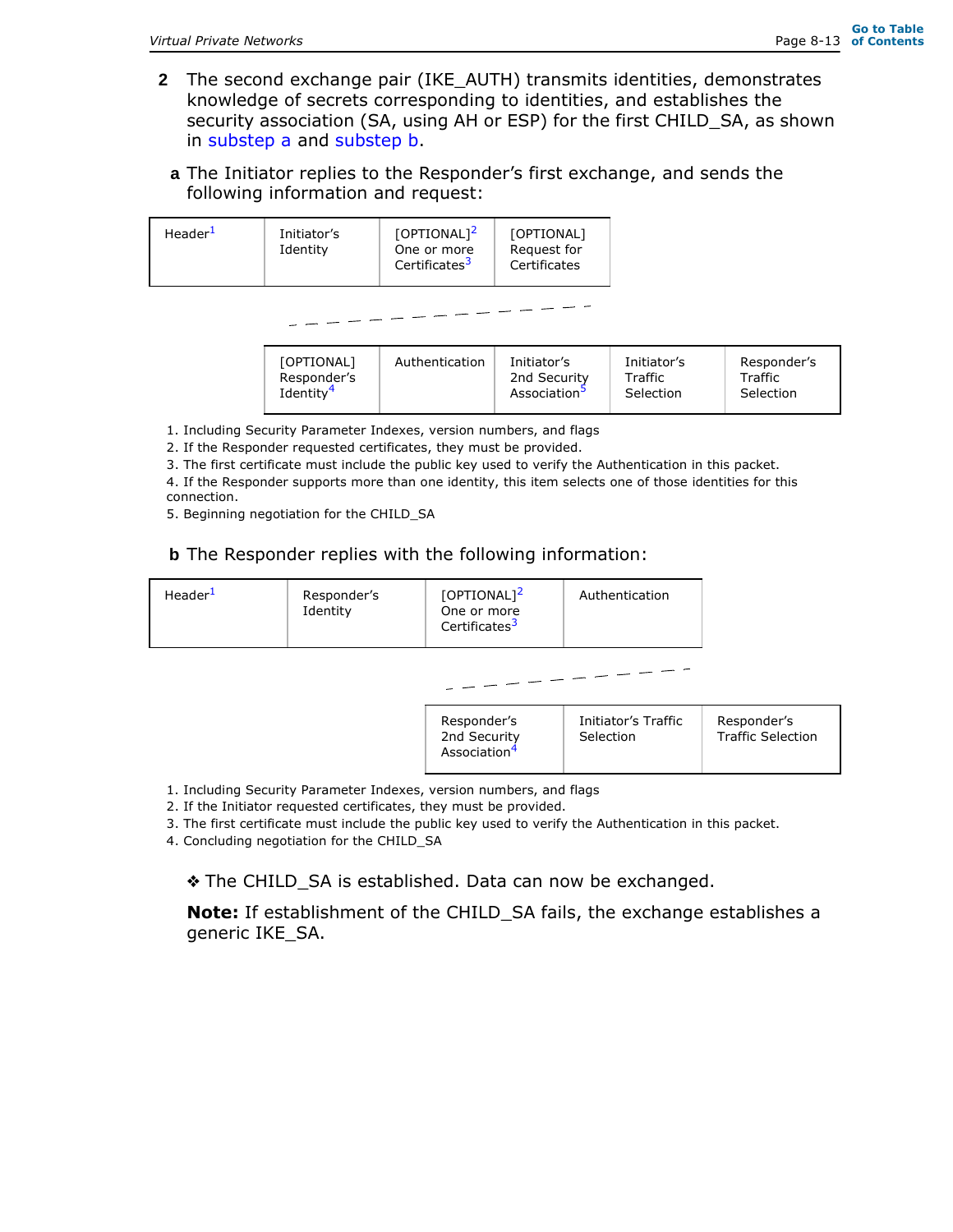**2** The second exchange pair (IKE_AUTH) transmits identities, demonstrates knowledge of secrets corresponding to identities, and establishes the security association (SA, using AH or ESP) for the first CHILD_SA, as shown in substep a and substep b.

**a** The Initiator replies to the Responder's first exchange, and sends the following information and request:

| Header[1] | Initiator's Identity | [OPTIONAL][2] One or more Certificates[3] | [OPTIONAL] Request for Certificates | [OPTIONAL] Responder's Identity[4] | Authentication | Initiator's 2nd Security Association[5] | Initiator's Traffic Selection | Responder's Traffic Selection |
|---|---|---|---|---|---|---|---|---|

1. Including Security Parameter Indexes, version numbers, and flags
2. If the Responder requested certificates, they must be provided.
3. The first certificate must include the public key used to verify the Authentication in this packet.
4. If the Responder supports more than one identity, this item selects one of those identities for this connection.
5. Beginning negotiation for the CHILD_SA

**b** The Responder replies with the following information:

| Header[1] | Responder's Identity | [OPTIONAL][2] One or more Certificates[3] | Authentication | Responder's 2nd Security Association[4] | Initiator's Traffic Selection | Responder's Traffic Selection |
|---|---|---|---|---|---|---|

1. Including Security Parameter Indexes, version numbers, and flags
2. If the Initiator requested certificates, they must be provided.
3. The first certificate must include the public key used to verify the Authentication in this packet.
4. Concluding negotiation for the CHILD_SA

❖ The CHILD_SA is established. Data can now be exchanged.

**Note:** If establishment of the CHILD_SA fails, the exchange establishes a generic IKE_SA.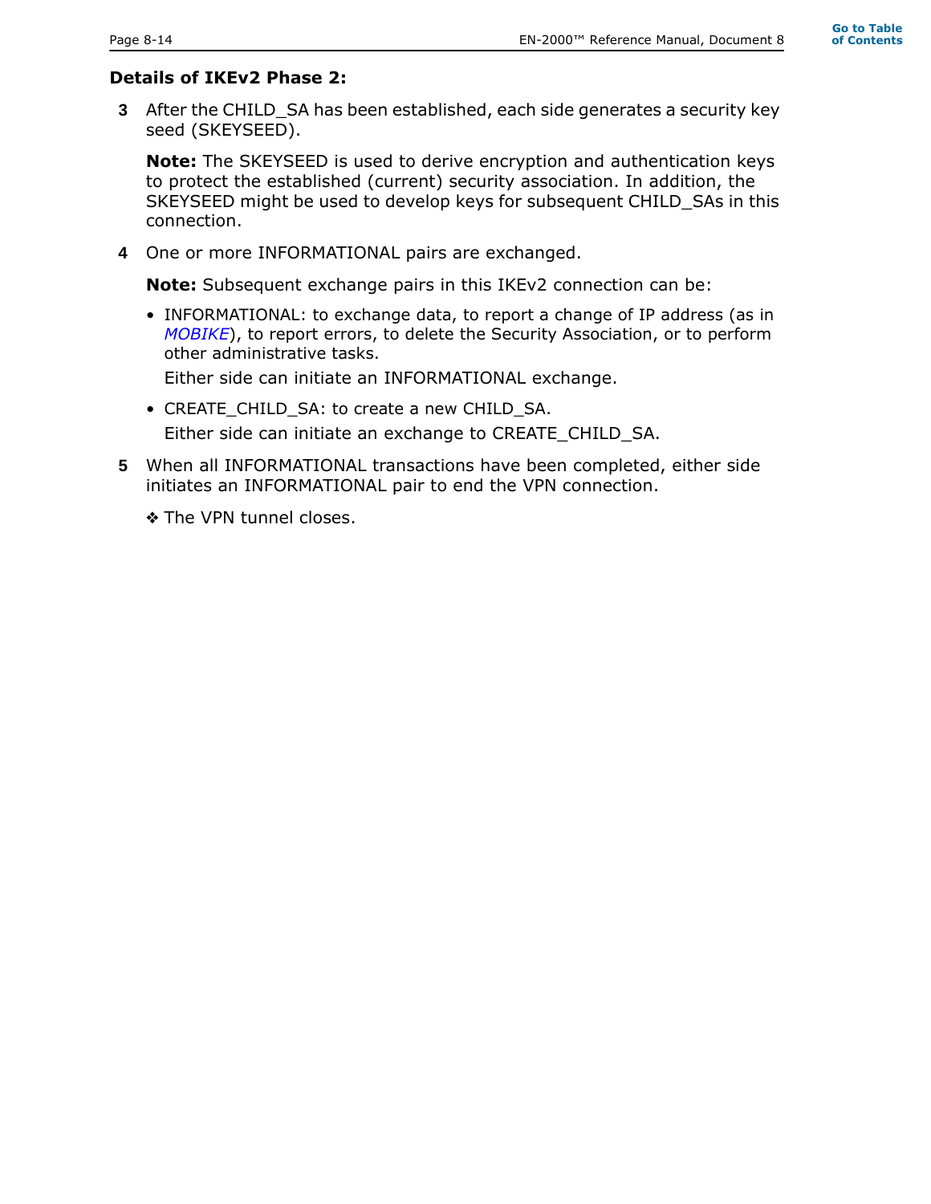**Details of IKEv2 Phase 2:**

3. After the CHILD_SA has been established, each side generates a security key seed (SKEYSEED).

   **Note:** The SKEYSEED is used to derive encryption and authentication keys to protect the established (current) security association. In addition, the SKEYSEED might be used to develop keys for subsequent CHILD_SAs in this connection.

4. One or more INFORMATIONAL pairs are exchanged.

   **Note:** Subsequent exchange pairs in this IKEv2 connection can be:

   - INFORMATIONAL: to exchange data, to report a change of IP address (as in *MOBIKE*), to report errors, to delete the Security Association, or to perform other administrative tasks.

     Either side can initiate an INFORMATIONAL exchange.

   - CREATE_CHILD_SA: to create a new CHILD_SA.

     Either side can initiate an exchange to CREATE_CHILD_SA.

5. When all INFORMATIONAL transactions have been completed, either side initiates an INFORMATIONAL pair to end the VPN connection.

   ❖ The VPN tunnel closes.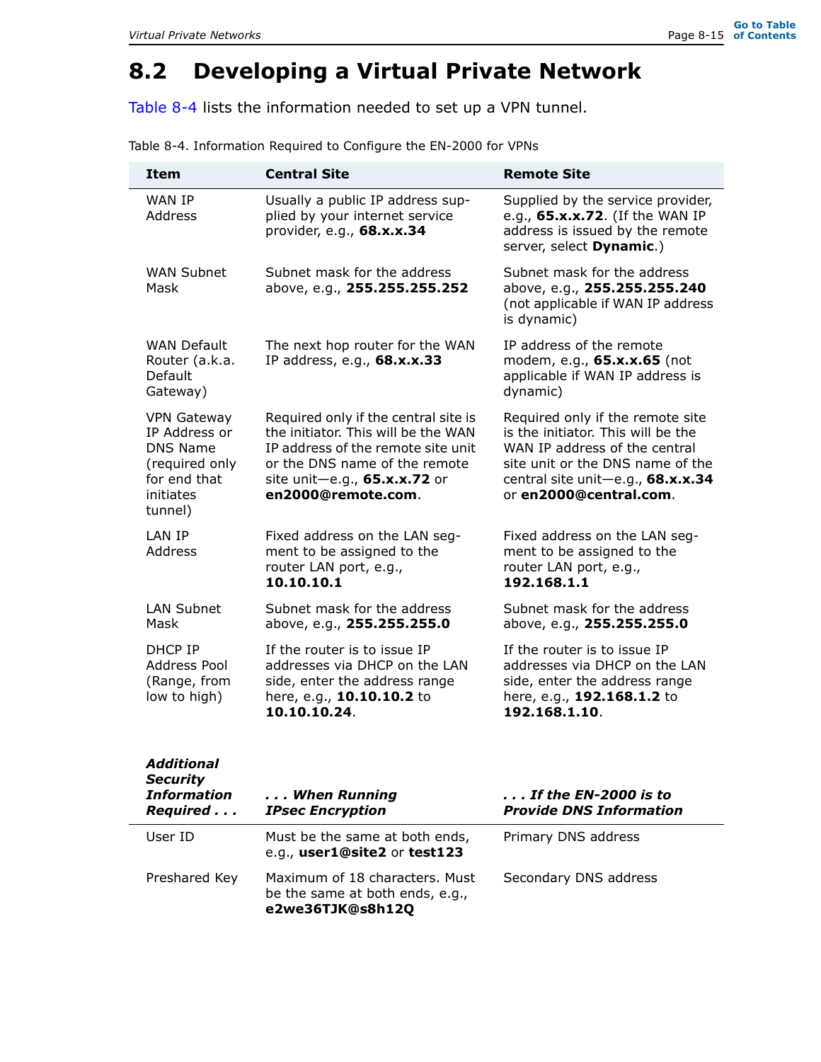## 8.2 Developing a Virtual Private Network

Table 8-4 lists the information needed to set up a VPN tunnel.

Table 8-4. Information Required to Configure the EN-2000 for VPNs

| Item | Central Site | Remote Site |
|---|---|---|
| WAN IP Address | Usually a public IP address supplied by your internet service provider, e.g., **68.x.x.34** | Supplied by the service provider, e.g., **65.x.x.72**. (If the WAN IP address is issued by the remote server, select **Dynamic**.) |
| WAN Subnet Mask | Subnet mask for the address above, e.g., **255.255.255.252** | Subnet mask for the address above, e.g., **255.255.255.240** (not applicable if WAN IP address is dynamic) |
| WAN Default Router (a.k.a. Default Gateway) | The next hop router for the WAN IP address, e.g., **68.x.x.33** | IP address of the remote modem, e.g., **65.x.x.65** (not applicable if WAN IP address is dynamic) |
| VPN Gateway IP Address or DNS Name (required only for end that initiates tunnel) | Required only if the central site is the initiator. This will be the WAN IP address of the remote site unit or the DNS name of the remote site unit—e.g., **65.x.x.72** or **en2000@remote.com**. | Required only if the remote site is the initiator. This will be the WAN IP address of the central site unit or the DNS name of the central site unit—e.g., **68.x.x.34** or **en2000@central.com**. |
| LAN IP Address | Fixed address on the LAN segment to be assigned to the router LAN port, e.g., **10.10.10.1** | Fixed address on the LAN segment to be assigned to the router LAN port, e.g., **192.168.1.1** |
| LAN Subnet Mask | Subnet mask for the address above, e.g., **255.255.255.0** | Subnet mask for the address above, e.g., **255.255.255.0** |
| DHCP IP Address Pool (Range, from low to high) | If the router is to issue IP addresses via DHCP on the LAN side, enter the address range here, e.g., **10.10.10.2** to **10.10.10.24**. | If the router is to issue IP addresses via DHCP on the LAN side, enter the address range here, e.g., **192.168.1.2** to **192.168.1.10**. |
| ***Additional Security Information Required . . .*** | ***. . . When Running IPsec Encryption*** | ***. . . If the EN-2000 is to Provide DNS Information*** |
| User ID | Must be the same at both ends, e.g., **user1@site2** or **test123** | Primary DNS address |
| Preshared Key | Maximum of 18 characters. Must be the same at both ends, e.g., **e2we36TJK@s8h12Q** | Secondary DNS address |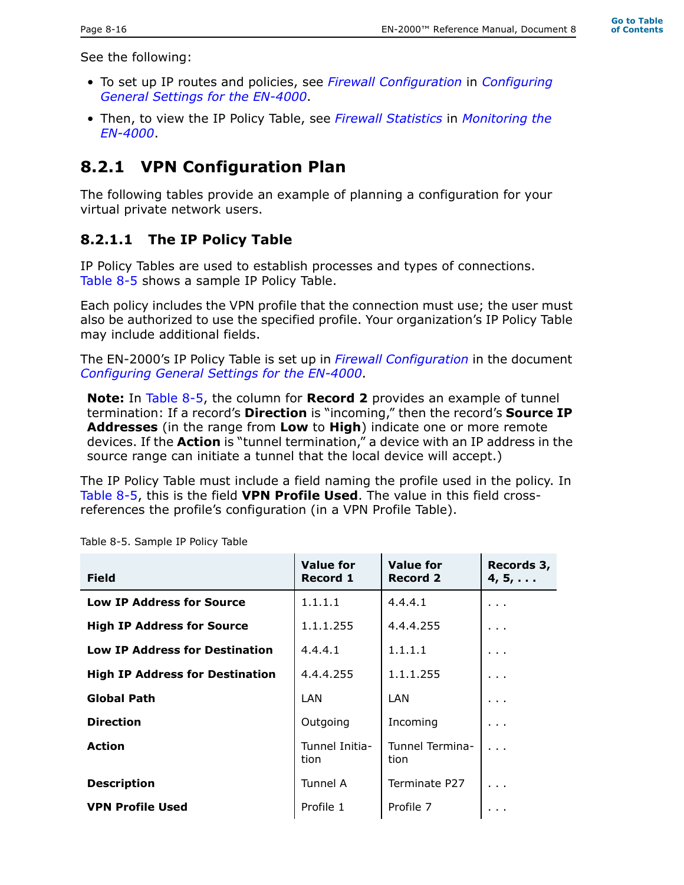See the following:

- To set up IP routes and policies, see *Firewall Configuration* in *Configuring General Settings for the EN-4000*.
- Then, to view the IP Policy Table, see *Firewall Statistics* in *Monitoring the EN-4000*.

## 8.2.1 VPN Configuration Plan

The following tables provide an example of planning a configuration for your virtual private network users.

### 8.2.1.1 The IP Policy Table

IP Policy Tables are used to establish processes and types of connections. Table 8-5 shows a sample IP Policy Table.

Each policy includes the VPN profile that the connection must use; the user must also be authorized to use the specified profile. Your organization's IP Policy Table may include additional fields.

The EN-2000's IP Policy Table is set up in *Firewall Configuration* in the document *Configuring General Settings for the EN-4000*.

> **Note:** In Table 8-5, the column for **Record 2** provides an example of tunnel termination: If a record's **Direction** is "incoming," then the record's **Source IP Addresses** (in the range from **Low** to **High**) indicate one or more remote devices. If the **Action** is "tunnel termination," a device with an IP address in the source range can initiate a tunnel that the local device will accept.)

The IP Policy Table must include a field naming the profile used in the policy. In Table 8-5, this is the field **VPN Profile Used**. The value in this field cross-references the profile's configuration (in a VPN Profile Table).

Table 8-5. Sample IP Policy Table

| Field | Value for Record 1 | Value for Record 2 | Records 3, 4, 5, . . . |
|---|---|---|---|
| **Low IP Address for Source** | 1.1.1.1 | 4.4.4.1 | . . . |
| **High IP Address for Source** | 1.1.1.255 | 4.4.4.255 | . . . |
| **Low IP Address for Destination** | 4.4.4.1 | 1.1.1.1 | . . . |
| **High IP Address for Destination** | 4.4.4.255 | 1.1.1.255 | . . . |
| **Global Path** | LAN | LAN | . . . |
| **Direction** | Outgoing | Incoming | . . . |
| **Action** | Tunnel Initiation | Tunnel Termination | . . . |
| **Description** | Tunnel A | Terminate P27 | . . . |
| **VPN Profile Used** | Profile 1 | Profile 7 | . . . |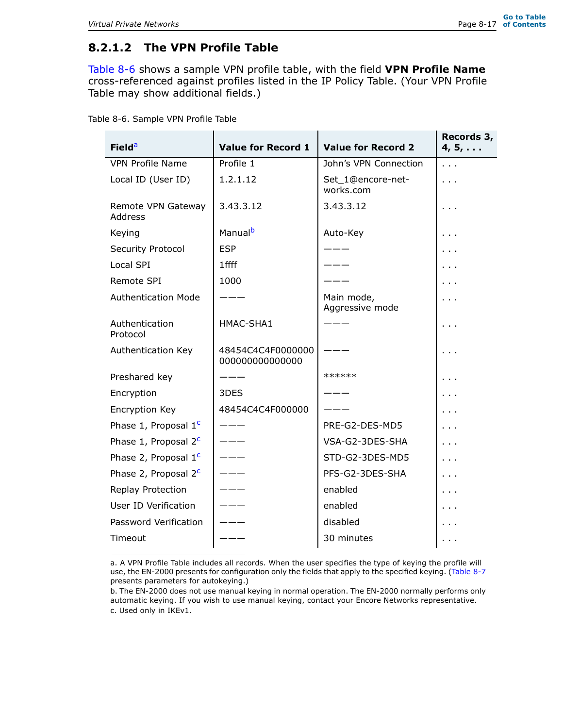### 8.2.1.2 The VPN Profile Table

Table 8-6 shows a sample VPN profile table, with the field **VPN Profile Name** cross-referenced against profiles listed in the IP Policy Table. (Your VPN Profile Table may show additional fields.)

Table 8-6. Sample VPN Profile Table

| Field[a] | Value for Record 1 | Value for Record 2 | Records 3, 4, 5, . . . |
|---|---|---|---|
| VPN Profile Name | Profile 1 | John's VPN Connection | . . . |
| Local ID (User ID) | 1.2.1.12 | Set_1@encore-networks.com | . . . |
| Remote VPN Gateway Address | 3.43.3.12 | 3.43.3.12 | . . . |
| Keying | Manual[b] | Auto-Key | . . . |
| Security Protocol | ESP | ——— | . . . |
| Local SPI | 1ffff | ——— | . . . |
| Remote SPI | 1000 | ——— | . . . |
| Authentication Mode | ——— | Main mode, Aggressive mode | . . . |
| Authentication Protocol | HMAC-SHA1 | ——— | . . . |
| Authentication Key | 48454C4C4F0000000000000000000000 | ——— | . . . |
| Preshared key | ——— | ****** | . . . |
| Encryption | 3DES | ——— | . . . |
| Encryption Key | 48454C4C4F000000 | ——— | . . . |
| Phase 1, Proposal 1[c] | ——— | PRE-G2-DES-MD5 | . . . |
| Phase 1, Proposal 2[c] | ——— | VSA-G2-3DES-SHA | . . . |
| Phase 2, Proposal 1[c] | ——— | STD-G2-3DES-MD5 | . . . |
| Phase 2, Proposal 2[c] | ——— | PFS-G2-3DES-SHA | . . . |
| Replay Protection | ——— | enabled | . . . |
| User ID Verification | ——— | enabled | . . . |
| Password Verification | ——— | disabled | . . . |
| Timeout | ——— | 30 minutes | . . . |

a. A VPN Profile Table includes all records. When the user specifies the type of keying the profile will use, the EN-2000 presents for configuration only the fields that apply to the specified keying. (Table 8-7 presents parameters for autokeying.)

b. The EN-2000 does not use manual keying in normal operation. The EN-2000 normally performs only automatic keying. If you wish to use manual keying, contact your Encore Networks representative.

c. Used only in IKEv1.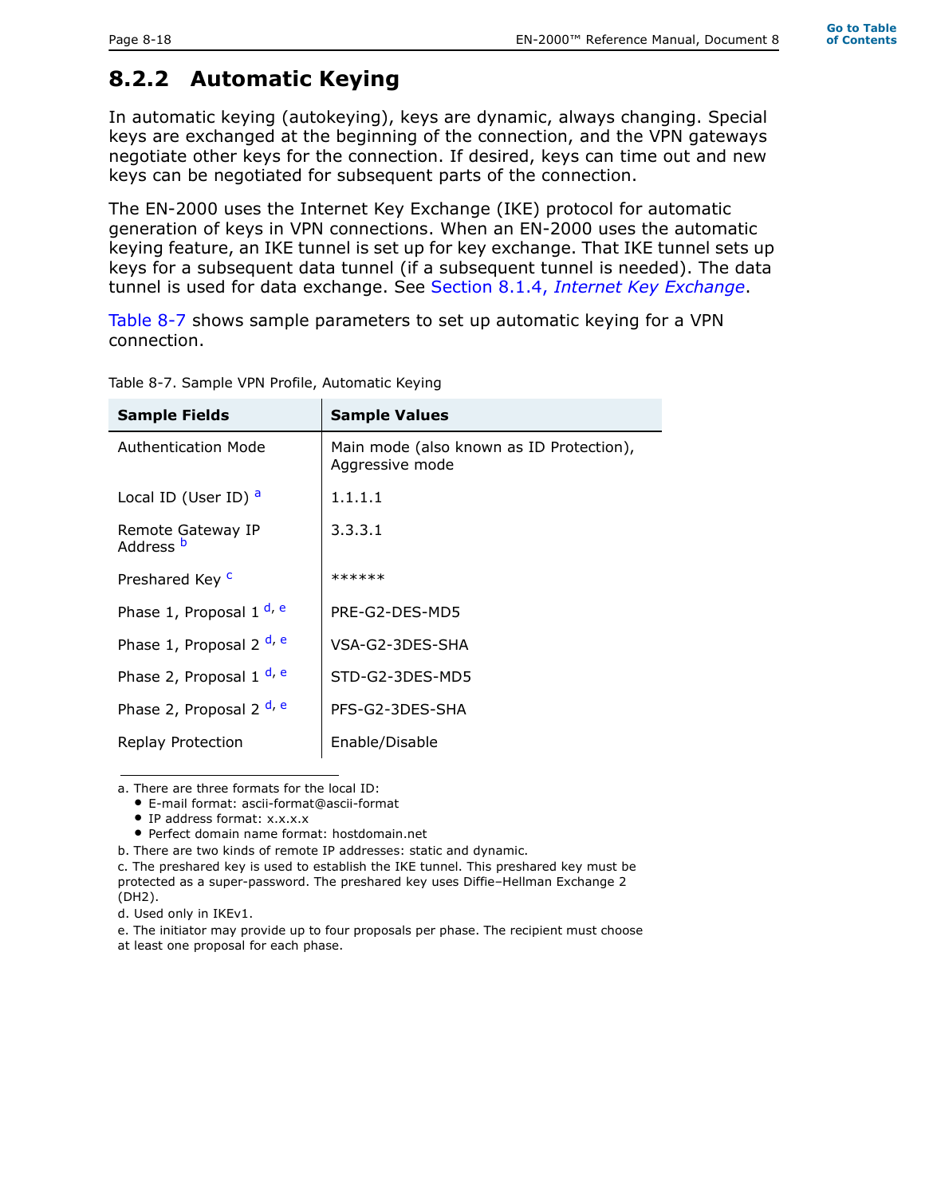## 8.2.2 Automatic Keying

In automatic keying (autokeying), keys are dynamic, always changing. Special keys are exchanged at the beginning of the connection, and the VPN gateways negotiate other keys for the connection. If desired, keys can time out and new keys can be negotiated for subsequent parts of the connection.

The EN-2000 uses the Internet Key Exchange (IKE) protocol for automatic generation of keys in VPN connections. When an EN-2000 uses the automatic keying feature, an IKE tunnel is set up for key exchange. That IKE tunnel sets up keys for a subsequent data tunnel (if a subsequent tunnel is needed). The data tunnel is used for data exchange. See Section 8.1.4, *Internet Key Exchange*.

Table 8-7 shows sample parameters to set up automatic keying for a VPN connection.

Table 8-7. Sample VPN Profile, Automatic Keying

| Sample Fields | Sample Values |
|---|---|
| Authentication Mode | Main mode (also known as ID Protection), Aggressive mode |
| Local ID (User ID) [a] | 1.1.1.1 |
| Remote Gateway IP Address [b] | 3.3.3.1 |
| Preshared Key [c] | ****** |
| Phase 1, Proposal 1 [d, e] | PRE-G2-DES-MD5 |
| Phase 1, Proposal 2 [d, e] | VSA-G2-3DES-SHA |
| Phase 2, Proposal 1 [d, e] | STD-G2-3DES-MD5 |
| Phase 2, Proposal 2 [d, e] | PFS-G2-3DES-SHA |
| Replay Protection | Enable/Disable |

a. There are three formats for the local ID:
- E-mail format: ascii-format@ascii-format
- IP address format: x.x.x.x
- Perfect domain name format: hostdomain.net

b. There are two kinds of remote IP addresses: static and dynamic.

c. The preshared key is used to establish the IKE tunnel. This preshared key must be protected as a super-password. The preshared key uses Diffie–Hellman Exchange 2 (DH2).

d. Used only in IKEv1.

e. The initiator may provide up to four proposals per phase. The recipient must choose at least one proposal for each phase.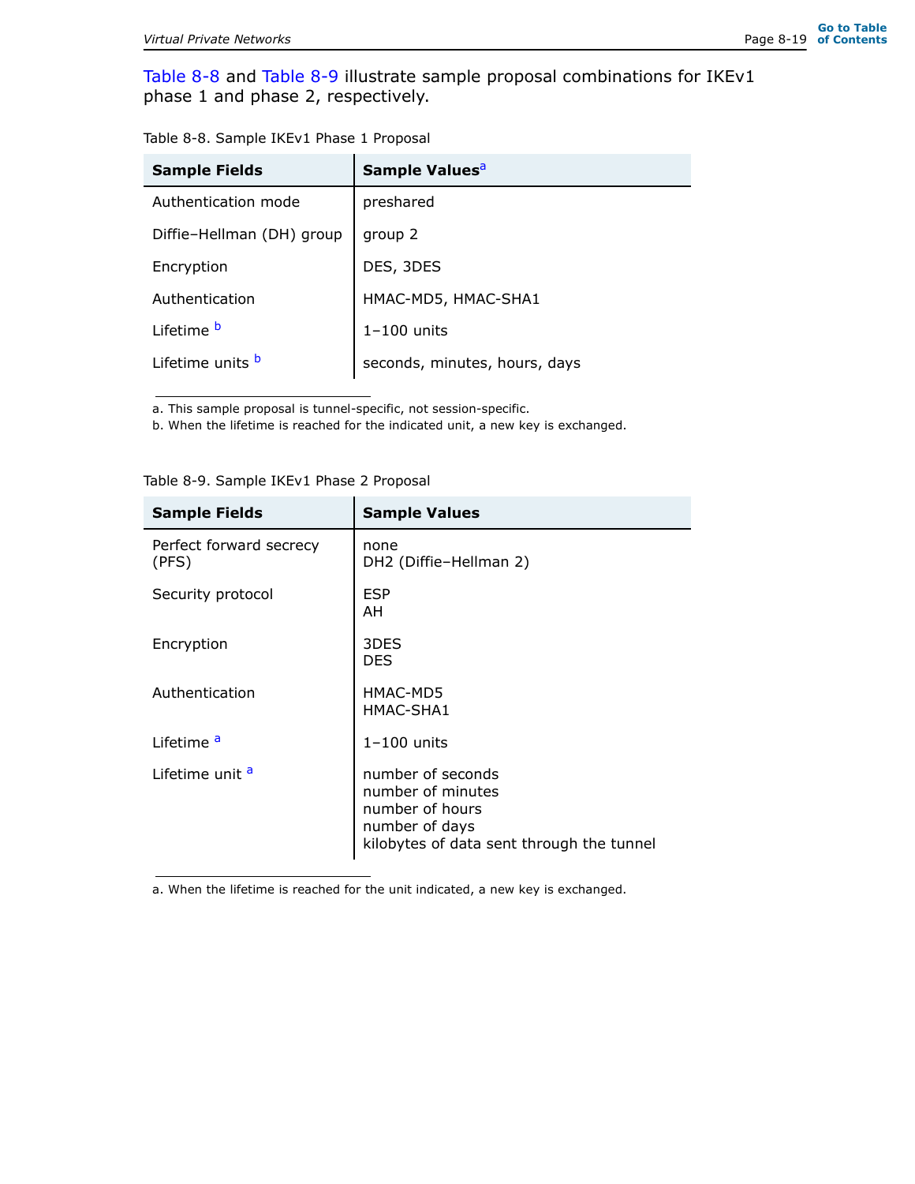Table 8-8 and Table 8-9 illustrate sample proposal combinations for IKEv1 phase 1 and phase 2, respectively.

Table 8-8. Sample IKEv1 Phase 1 Proposal

| Sample Fields | Sample Values[a] |
|---|---|
| Authentication mode | preshared |
| Diffie–Hellman (DH) group | group 2 |
| Encryption | DES, 3DES |
| Authentication | HMAC-MD5, HMAC-SHA1 |
| Lifetime [b] | 1–100 units |
| Lifetime units [b] | seconds, minutes, hours, days |

a. This sample proposal is tunnel-specific, not session-specific.
b. When the lifetime is reached for the indicated unit, a new key is exchanged.

Table 8-9. Sample IKEv1 Phase 2 Proposal

| Sample Fields | Sample Values |
|---|---|
| Perfect forward secrecy (PFS) | none<br>DH2 (Diffie–Hellman 2) |
| Security protocol | ESP<br>AH |
| Encryption | 3DES<br>DES |
| Authentication | HMAC-MD5<br>HMAC-SHA1 |
| Lifetime [a] | 1–100 units |
| Lifetime unit [a] | number of seconds<br>number of minutes<br>number of hours<br>number of days<br>kilobytes of data sent through the tunnel |

a. When the lifetime is reached for the unit indicated, a new key is exchanged.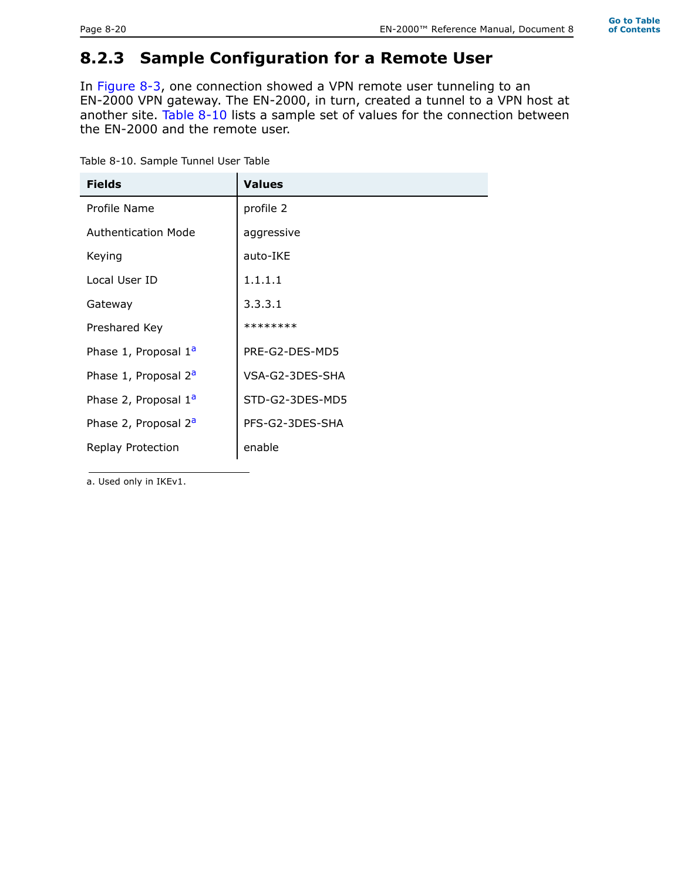### 8.2.3 Sample Configuration for a Remote User

In Figure 8-3, one connection showed a VPN remote user tunneling to an EN-2000 VPN gateway. The EN-2000, in turn, created a tunnel to a VPN host at another site. Table 8-10 lists a sample set of values for the connection between the EN-2000 and the remote user.

Table 8-10. Sample Tunnel User Table

| Fields | Values |
|---|---|
| Profile Name | profile 2 |
| Authentication Mode | aggressive |
| Keying | auto-IKE |
| Local User ID | 1.1.1.1 |
| Gateway | 3.3.3.1 |
| Preshared Key | ******** |
| Phase 1, Proposal 1[a] | PRE-G2-DES-MD5 |
| Phase 1, Proposal 2[a] | VSA-G2-3DES-SHA |
| Phase 2, Proposal 1[a] | STD-G2-3DES-MD5 |
| Phase 2, Proposal 2[a] | PFS-G2-3DES-SHA |
| Replay Protection | enable |

a. Used only in IKEv1.